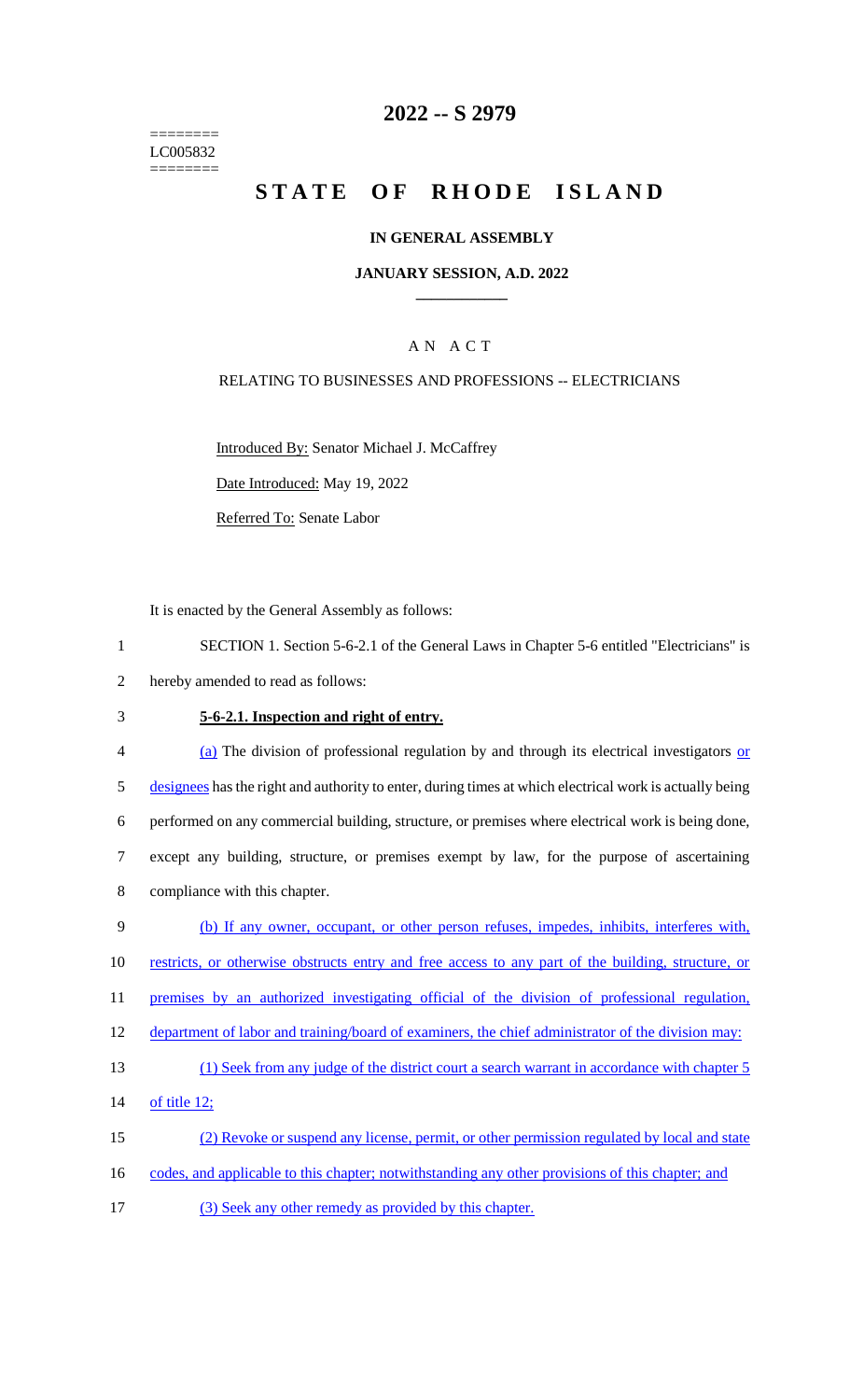========
LC005832
========

# 2022 -- S 2979

# STATE OF RHODE ISLAND

## IN GENERAL ASSEMBLY

### JANUARY SESSION, A.D. 2022

### A N A C T

RELATING TO BUSINESSES AND PROFESSIONS -- ELECTRICIANS

Introduced By: Senator Michael J. McCaffrey

Date Introduced: May 19, 2022

Referred To: Senate Labor

It is enacted by the General Assembly as follows:

1 SECTION 1. Section 5-6-2.1 of the General Laws in Chapter 5-6 entitled "Electricians" is
2 hereby amended to read as follows:

3 **5-6-2.1. Inspection and right of entry.**

4 (a) The division of professional regulation by and through its electrical investigators or
5 designees has the right and authority to enter, during times at which electrical work is actually being
6 performed on any commercial building, structure, or premises where electrical work is being done,
7 except any building, structure, or premises exempt by law, for the purpose of ascertaining
8 compliance with this chapter.

9 (b) If any owner, occupant, or other person refuses, impedes, inhibits, interferes with,
10 restricts, or otherwise obstructs entry and free access to any part of the building, structure, or
11 premises by an authorized investigating official of the division of professional regulation,
12 department of labor and training/board of examiners, the chief administrator of the division may:

13 (1) Seek from any judge of the district court a search warrant in accordance with chapter 5
14 of title 12;

15 (2) Revoke or suspend any license, permit, or other permission regulated by local and state
16 codes, and applicable to this chapter; notwithstanding any other provisions of this chapter; and

17 (3) Seek any other remedy as provided by this chapter.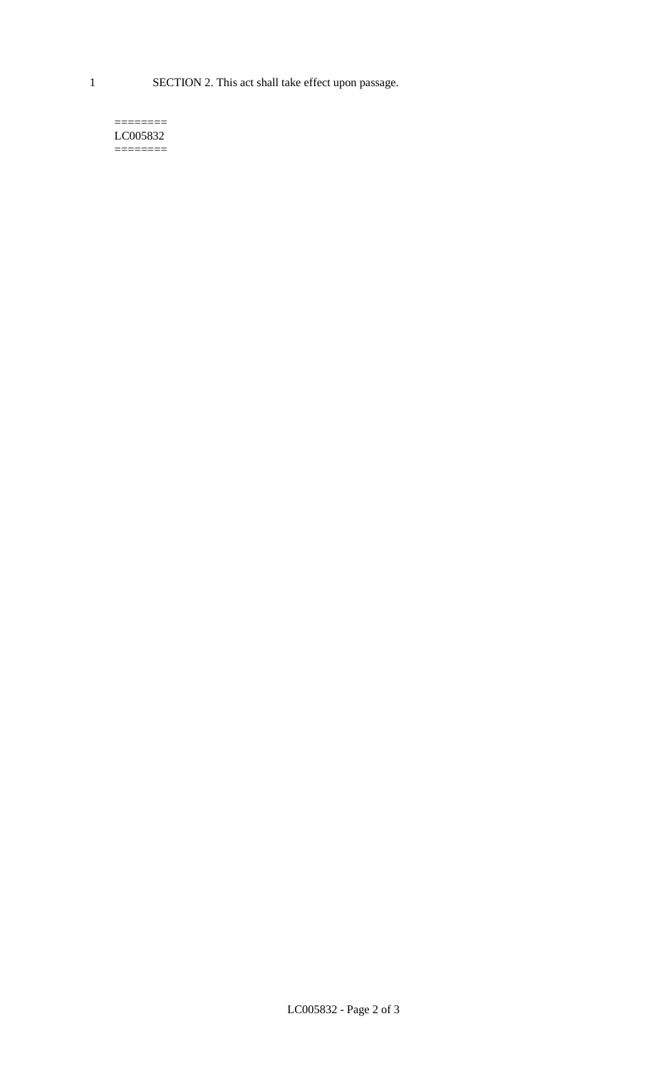SECTION 2. This act shall take effect upon passage.

========
LC005832
========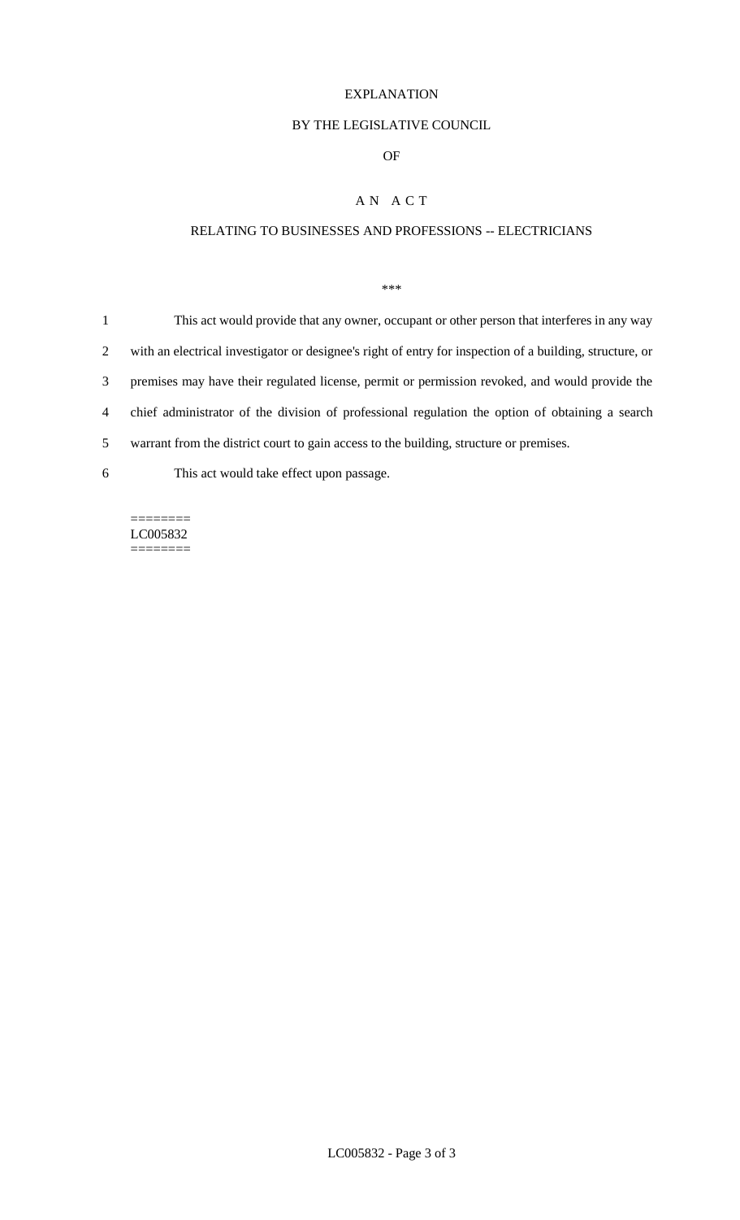EXPLANATION

BY THE LEGISLATIVE COUNCIL

OF

A N A C T

RELATING TO BUSINESSES AND PROFESSIONS -- ELECTRICIANS

\*\*\*

This act would provide that any owner, occupant or other person that interferes in any way with an electrical investigator or designee's right of entry for inspection of a building, structure, or premises may have their regulated license, permit or permission revoked, and would provide the chief administrator of the division of professional regulation the option of obtaining a search warrant from the district court to gain access to the building, structure or premises.

This act would take effect upon passage.

========
LC005832
========